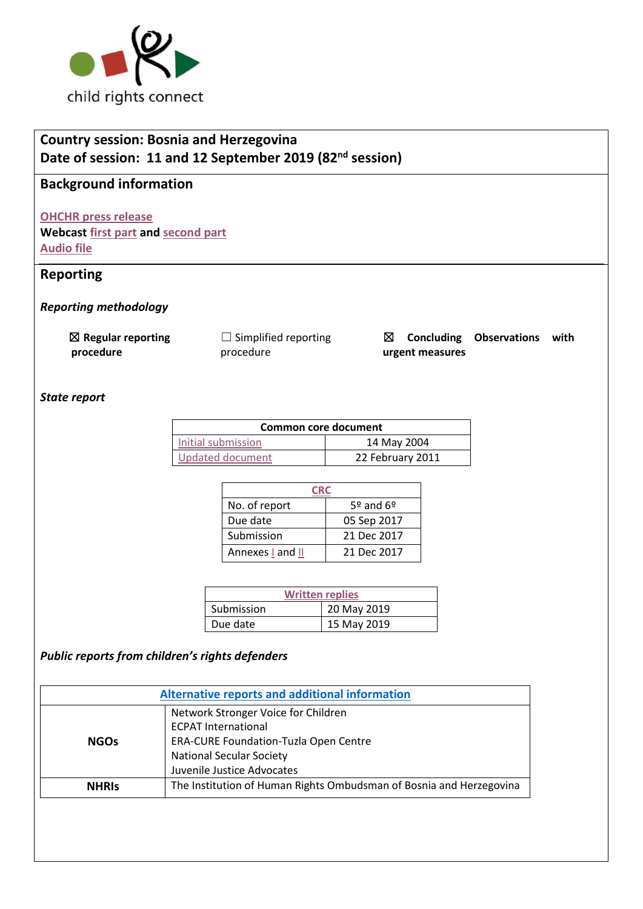child rights connect

**Country session: Bosnia and Herzegovina**
**Date of session: 11 and 12 September 2019 (82nd session)**

## Background information

OHCHR press release
**Webcast** first part **and** second part
Audio file

## Reporting

***Reporting methodology***

☒ **Regular reporting procedure** ☐ Simplified reporting procedure ☒ **Concluding Observations with urgent measures**

***State report***

| Common core document | |
|---|---|
| Initial submission | 14 May 2004 |
| Updated document | 22 February 2011 |

| CRC | |
|---|---|
| No. of report | 5º and 6º |
| Due date | 05 Sep 2017 |
| Submission | 21 Dec 2017 |
| Annexes I and II | 21 Dec 2017 |

| Written replies | |
|---|---|
| Submission | 20 May 2019 |
| Due date | 15 May 2019 |

***Public reports from children's rights defenders***

| Alternative reports and additional information | |
|---|---|
| **NGOs** | Network Stronger Voice for Children<br>ECPAT International<br>ERA-CURE Foundation-Tuzla Open Centre<br>National Secular Society<br>Juvenile Justice Advocates |
| **NHRIs** | The Institution of Human Rights Ombudsman of Bosnia and Herzegovina |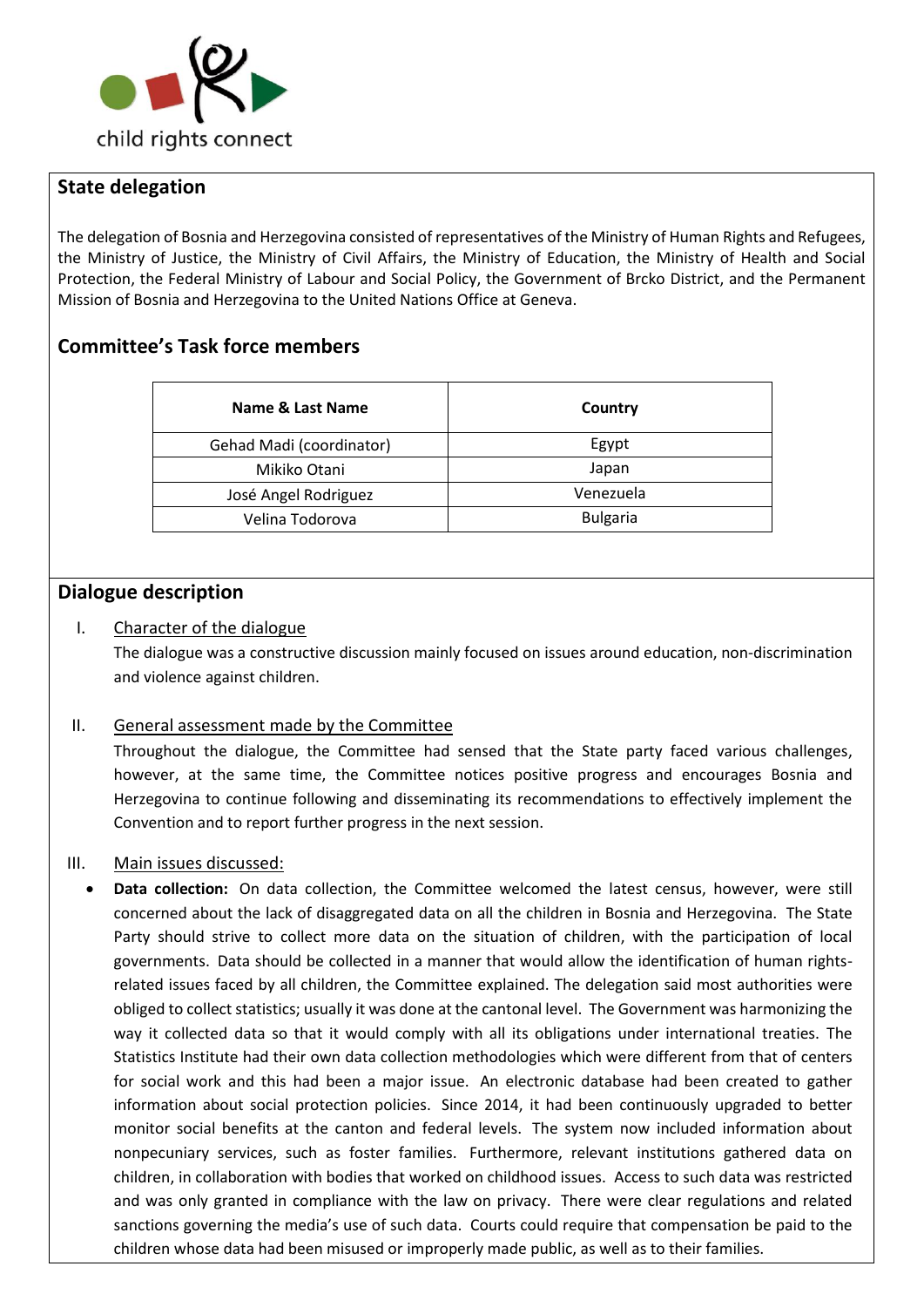child rights connect

## State delegation

The delegation of Bosnia and Herzegovina consisted of representatives of the Ministry of Human Rights and Refugees, the Ministry of Justice, the Ministry of Civil Affairs, the Ministry of Education, the Ministry of Health and Social Protection, the Federal Ministry of Labour and Social Policy, the Government of Brcko District, and the Permanent Mission of Bosnia and Herzegovina to the United Nations Office at Geneva.

## Committee's Task force members

| Name & Last Name | Country |
|---|---|
| Gehad Madi (coordinator) | Egypt |
| Mikiko Otani | Japan |
| José Angel Rodriguez | Venezuela |
| Velina Todorova | Bulgaria |

## Dialogue description

I. Character of the dialogue

The dialogue was a constructive discussion mainly focused on issues around education, non-discrimination and violence against children.

II. General assessment made by the Committee

Throughout the dialogue, the Committee had sensed that the State party faced various challenges, however, at the same time, the Committee notices positive progress and encourages Bosnia and Herzegovina to continue following and disseminating its recommendations to effectively implement the Convention and to report further progress in the next session.

III. Main issues discussed:

- **Data collection:** On data collection, the Committee welcomed the latest census, however, were still concerned about the lack of disaggregated data on all the children in Bosnia and Herzegovina. The State Party should strive to collect more data on the situation of children, with the participation of local governments. Data should be collected in a manner that would allow the identification of human rights-related issues faced by all children, the Committee explained. The delegation said most authorities were obliged to collect statistics; usually it was done at the cantonal level. The Government was harmonizing the way it collected data so that it would comply with all its obligations under international treaties. The Statistics Institute had their own data collection methodologies which were different from that of centers for social work and this had been a major issue. An electronic database had been created to gather information about social protection policies. Since 2014, it had been continuously upgraded to better monitor social benefits at the canton and federal levels. The system now included information about nonpecuniary services, such as foster families. Furthermore, relevant institutions gathered data on children, in collaboration with bodies that worked on childhood issues. Access to such data was restricted and was only granted in compliance with the law on privacy. There were clear regulations and related sanctions governing the media's use of such data. Courts could require that compensation be paid to the children whose data had been misused or improperly made public, as well as to their families.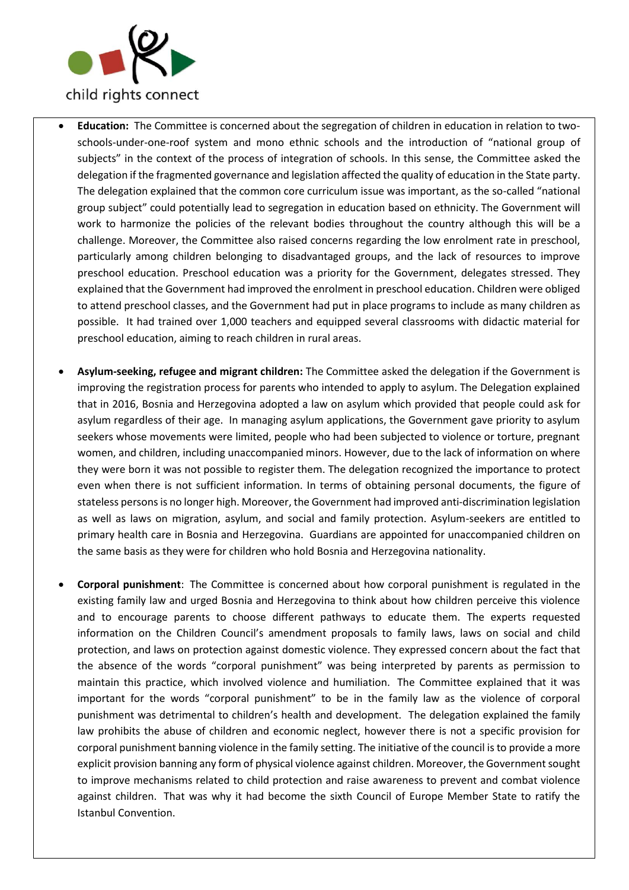- **Education:** The Committee is concerned about the segregation of children in education in relation to two-schools-under-one-roof system and mono ethnic schools and the introduction of "national group of subjects" in the context of the process of integration of schools. In this sense, the Committee asked the delegation if the fragmented governance and legislation affected the quality of education in the State party. The delegation explained that the common core curriculum issue was important, as the so-called "national group subject" could potentially lead to segregation in education based on ethnicity. The Government will work to harmonize the policies of the relevant bodies throughout the country although this will be a challenge. Moreover, the Committee also raised concerns regarding the low enrolment rate in preschool, particularly among children belonging to disadvantaged groups, and the lack of resources to improve preschool education. Preschool education was a priority for the Government, delegates stressed. They explained that the Government had improved the enrolment in preschool education. Children were obliged to attend preschool classes, and the Government had put in place programs to include as many children as possible. It had trained over 1,000 teachers and equipped several classrooms with didactic material for preschool education, aiming to reach children in rural areas.

- **Asylum-seeking, refugee and migrant children:** The Committee asked the delegation if the Government is improving the registration process for parents who intended to apply to asylum. The Delegation explained that in 2016, Bosnia and Herzegovina adopted a law on asylum which provided that people could ask for asylum regardless of their age. In managing asylum applications, the Government gave priority to asylum seekers whose movements were limited, people who had been subjected to violence or torture, pregnant women, and children, including unaccompanied minors. However, due to the lack of information on where they were born it was not possible to register them. The delegation recognized the importance to protect even when there is not sufficient information. In terms of obtaining personal documents, the figure of stateless persons is no longer high. Moreover, the Government had improved anti-discrimination legislation as well as laws on migration, asylum, and social and family protection. Asylum-seekers are entitled to primary health care in Bosnia and Herzegovina. Guardians are appointed for unaccompanied children on the same basis as they were for children who hold Bosnia and Herzegovina nationality.

- **Corporal punishment**: The Committee is concerned about how corporal punishment is regulated in the existing family law and urged Bosnia and Herzegovina to think about how children perceive this violence and to encourage parents to choose different pathways to educate them. The experts requested information on the Children Council's amendment proposals to family laws, laws on social and child protection, and laws on protection against domestic violence. They expressed concern about the fact that the absence of the words "corporal punishment" was being interpreted by parents as permission to maintain this practice, which involved violence and humiliation. The Committee explained that it was important for the words "corporal punishment" to be in the family law as the violence of corporal punishment was detrimental to children's health and development. The delegation explained the family law prohibits the abuse of children and economic neglect, however there is not a specific provision for corporal punishment banning violence in the family setting. The initiative of the council is to provide a more explicit provision banning any form of physical violence against children. Moreover, the Government sought to improve mechanisms related to child protection and raise awareness to prevent and combat violence against children. That was why it had become the sixth Council of Europe Member State to ratify the Istanbul Convention.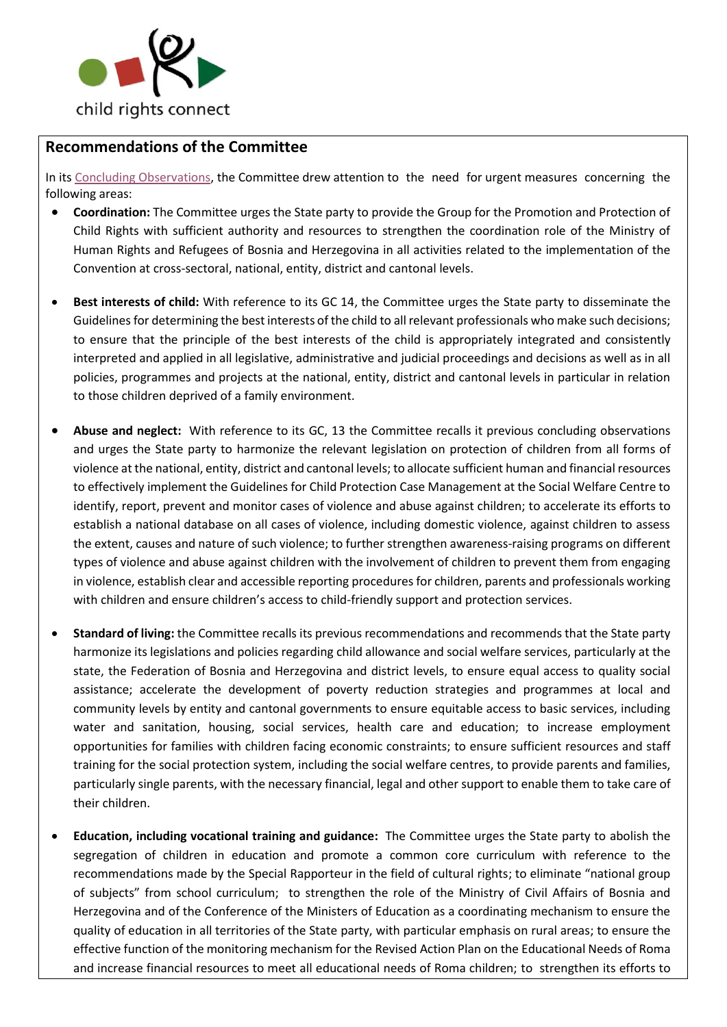## Recommendations of the Committee

In its Concluding Observations, the Committee drew attention to the need for urgent measures concerning the following areas:

- **Coordination:** The Committee urges the State party to provide the Group for the Promotion and Protection of Child Rights with sufficient authority and resources to strengthen the coordination role of the Ministry of Human Rights and Refugees of Bosnia and Herzegovina in all activities related to the implementation of the Convention at cross-sectoral, national, entity, district and cantonal levels.

- **Best interests of child:** With reference to its GC 14, the Committee urges the State party to disseminate the Guidelines for determining the best interests of the child to all relevant professionals who make such decisions; to ensure that the principle of the best interests of the child is appropriately integrated and consistently interpreted and applied in all legislative, administrative and judicial proceedings and decisions as well as in all policies, programmes and projects at the national, entity, district and cantonal levels in particular in relation to those children deprived of a family environment.

- **Abuse and neglect:** With reference to its GC, 13 the Committee recalls it previous concluding observations and urges the State party to harmonize the relevant legislation on protection of children from all forms of violence at the national, entity, district and cantonal levels; to allocate sufficient human and financial resources to effectively implement the Guidelines for Child Protection Case Management at the Social Welfare Centre to identify, report, prevent and monitor cases of violence and abuse against children; to accelerate its efforts to establish a national database on all cases of violence, including domestic violence, against children to assess the extent, causes and nature of such violence; to further strengthen awareness-raising programs on different types of violence and abuse against children with the involvement of children to prevent them from engaging in violence, establish clear and accessible reporting procedures for children, parents and professionals working with children and ensure children's access to child-friendly support and protection services.

- **Standard of living:** the Committee recalls its previous recommendations and recommends that the State party harmonize its legislations and policies regarding child allowance and social welfare services, particularly at the state, the Federation of Bosnia and Herzegovina and district levels, to ensure equal access to quality social assistance; accelerate the development of poverty reduction strategies and programmes at local and community levels by entity and cantonal governments to ensure equitable access to basic services, including water and sanitation, housing, social services, health care and education; to increase employment opportunities for families with children facing economic constraints; to ensure sufficient resources and staff training for the social protection system, including the social welfare centres, to provide parents and families, particularly single parents, with the necessary financial, legal and other support to enable them to take care of their children.

- **Education, including vocational training and guidance:** The Committee urges the State party to abolish the segregation of children in education and promote a common core curriculum with reference to the recommendations made by the Special Rapporteur in the field of cultural rights; to eliminate "national group of subjects" from school curriculum; to strengthen the role of the Ministry of Civil Affairs of Bosnia and Herzegovina and of the Conference of the Ministers of Education as a coordinating mechanism to ensure the quality of education in all territories of the State party, with particular emphasis on rural areas; to ensure the effective function of the monitoring mechanism for the Revised Action Plan on the Educational Needs of Roma and increase financial resources to meet all educational needs of Roma children; to strengthen its efforts to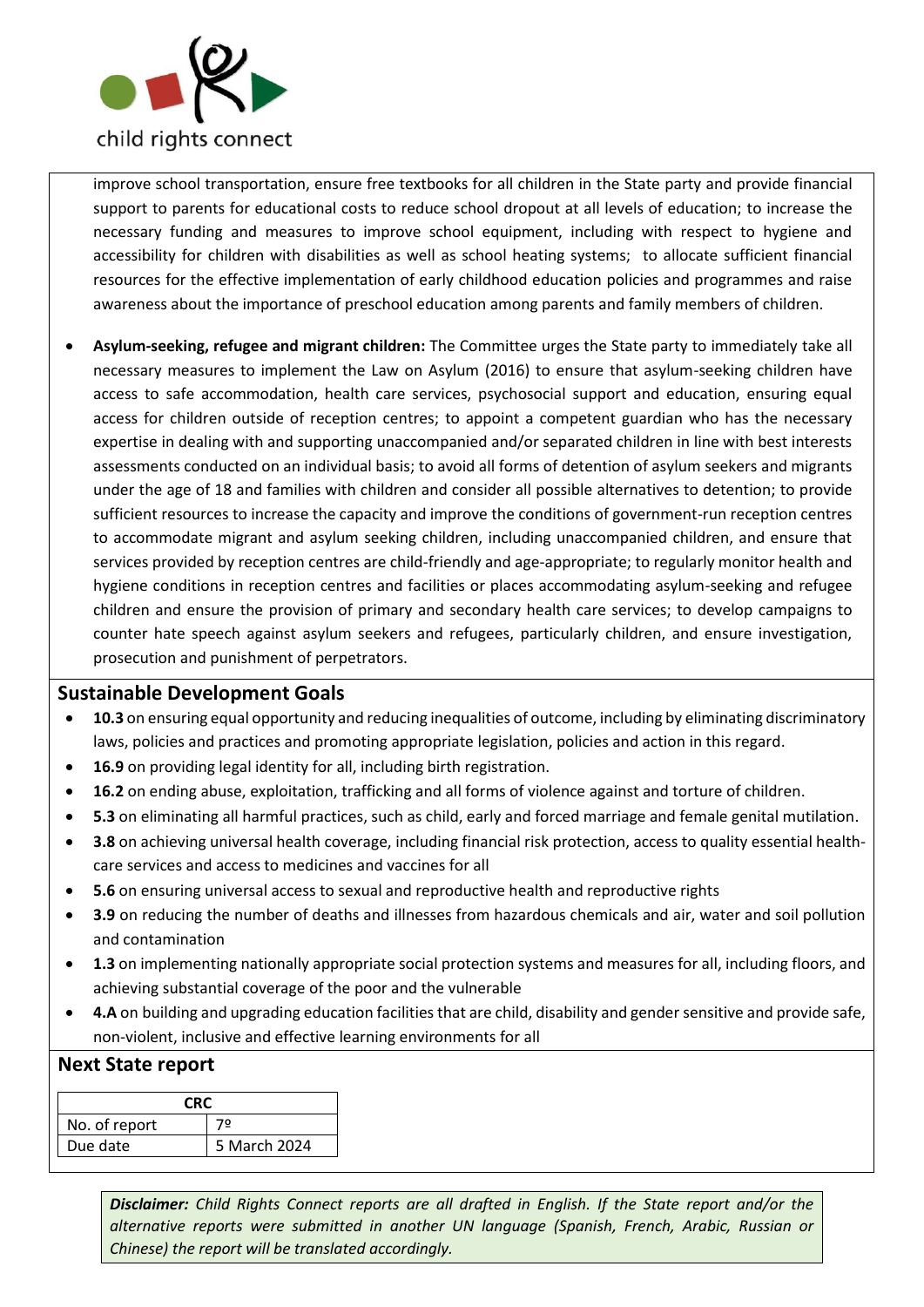improve school transportation, ensure free textbooks for all children in the State party and provide financial support to parents for educational costs to reduce school dropout at all levels of education; to increase the necessary funding and measures to improve school equipment, including with respect to hygiene and accessibility for children with disabilities as well as school heating systems; to allocate sufficient financial resources for the effective implementation of early childhood education policies and programmes and raise awareness about the importance of preschool education among parents and family members of children.

- **Asylum-seeking, refugee and migrant children:** The Committee urges the State party to immediately take all necessary measures to implement the Law on Asylum (2016) to ensure that asylum-seeking children have access to safe accommodation, health care services, psychosocial support and education, ensuring equal access for children outside of reception centres; to appoint a competent guardian who has the necessary expertise in dealing with and supporting unaccompanied and/or separated children in line with best interests assessments conducted on an individual basis; to avoid all forms of detention of asylum seekers and migrants under the age of 18 and families with children and consider all possible alternatives to detention; to provide sufficient resources to increase the capacity and improve the conditions of government-run reception centres to accommodate migrant and asylum seeking children, including unaccompanied children, and ensure that services provided by reception centres are child-friendly and age-appropriate; to regularly monitor health and hygiene conditions in reception centres and facilities or places accommodating asylum-seeking and refugee children and ensure the provision of primary and secondary health care services; to develop campaigns to counter hate speech against asylum seekers and refugees, particularly children, and ensure investigation, prosecution and punishment of perpetrators.

## Sustainable Development Goals

- **10.3** on ensuring equal opportunity and reducing inequalities of outcome, including by eliminating discriminatory laws, policies and practices and promoting appropriate legislation, policies and action in this regard.
- **16.9** on providing legal identity for all, including birth registration.
- **16.2** on ending abuse, exploitation, trafficking and all forms of violence against and torture of children.
- **5.3** on eliminating all harmful practices, such as child, early and forced marriage and female genital mutilation.
- **3.8** on achieving universal health coverage, including financial risk protection, access to quality essential health-care services and access to medicines and vaccines for all
- **5.6** on ensuring universal access to sexual and reproductive health and reproductive rights
- **3.9** on reducing the number of deaths and illnesses from hazardous chemicals and air, water and soil pollution and contamination
- **1.3** on implementing nationally appropriate social protection systems and measures for all, including floors, and achieving substantial coverage of the poor and the vulnerable
- **4.A** on building and upgrading education facilities that are child, disability and gender sensitive and provide safe, non-violent, inclusive and effective learning environments for all

## Next State report

| CRC | |
|---|---|
| No. of report | 7º |
| Due date | 5 March 2024 |

***Disclaimer:*** *Child Rights Connect reports are all drafted in English. If the State report and/or the alternative reports were submitted in another UN language (Spanish, French, Arabic, Russian or Chinese) the report will be translated accordingly.*